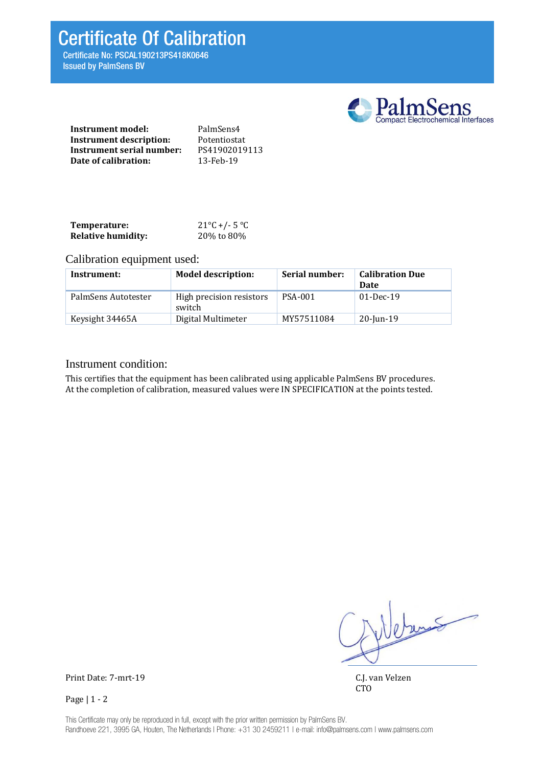# Certificate Of Calibration

Certificate No: PSCAL190213PS418K0646
Issued by PalmSens BV

PalmSens
Compact Electrochemical Interfaces

**Instrument model:** PalmSens4
**Instrument description:** Potentiostat
**Instrument serial number:** PS41902019113
**Date of calibration:** 13-Feb-19

**Temperature:** 21°C +/- 5 °C
**Relative humidity:** 20% to 80%

## Calibration equipment used:

| Instrument: | Model description: | Serial number: | Calibration Due Date |
|---|---|---|---|
| PalmSens Autotester | High precision resistors switch | PSA-001 | 01-Dec-19 |
| Keysight 34465A | Digital Multimeter | MY57511084 | 20-Jun-19 |

## Instrument condition:

This certifies that the equipment has been calibrated using applicable PalmSens BV procedures.
At the completion of calibration, measured values were IN SPECIFICATION at the points tested.

Print Date: 7-mrt-19

C.J. van Velzen
CTO

This Certificate may only be reproduced in full, except with the prior written permission by PalmSens BV.
Randhoeve 221, 3995 GA, Houten, The Netherlands | Phone: +31 30 2459211 | e-mail: info@palmsens.com | www.palmsens.com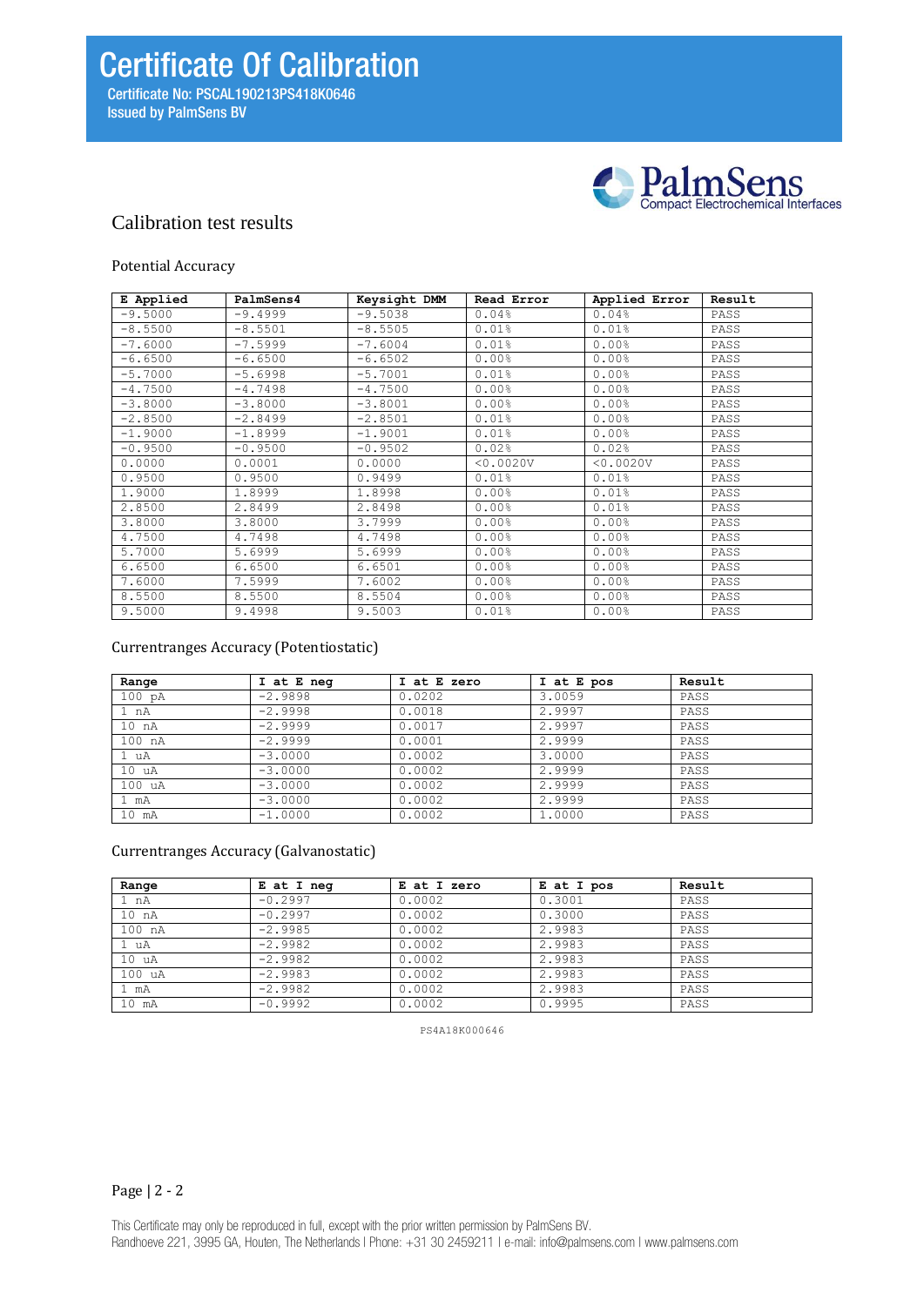# Certificate Of Calibration

Certificate No: PSCAL190213PS418K0646
Issued by PalmSens BV

PalmSens
Compact Electrochemical Interfaces

## Calibration test results

### Potential Accuracy

| E Applied | PalmSens4 | Keysight DMM | Read Error | Applied Error | Result |
|---|---|---|---|---|---|
| -9.5000 | -9.4999 | -9.5038 | 0.04% | 0.04% | PASS |
| -8.5500 | -8.5501 | -8.5505 | 0.01% | 0.01% | PASS |
| -7.6000 | -7.5999 | -7.6004 | 0.01% | 0.00% | PASS |
| -6.6500 | -6.6500 | -6.6502 | 0.00% | 0.00% | PASS |
| -5.7000 | -5.6998 | -5.7001 | 0.01% | 0.00% | PASS |
| -4.7500 | -4.7498 | -4.7500 | 0.00% | 0.00% | PASS |
| -3.8000 | -3.8000 | -3.8001 | 0.00% | 0.00% | PASS |
| -2.8500 | -2.8499 | -2.8501 | 0.01% | 0.00% | PASS |
| -1.9000 | -1.8999 | -1.9001 | 0.01% | 0.00% | PASS |
| -0.9500 | -0.9500 | -0.9502 | 0.02% | 0.02% | PASS |
| 0.0000 | 0.0001 | 0.0000 | <0.0020V | <0.0020V | PASS |
| 0.9500 | 0.9500 | 0.9499 | 0.01% | 0.01% | PASS |
| 1.9000 | 1.8999 | 1.8998 | 0.00% | 0.01% | PASS |
| 2.8500 | 2.8499 | 2.8498 | 0.00% | 0.01% | PASS |
| 3.8000 | 3.8000 | 3.7999 | 0.00% | 0.00% | PASS |
| 4.7500 | 4.7498 | 4.7498 | 0.00% | 0.00% | PASS |
| 5.7000 | 5.6999 | 5.6999 | 0.00% | 0.00% | PASS |
| 6.6500 | 6.6500 | 6.6501 | 0.00% | 0.00% | PASS |
| 7.6000 | 7.5999 | 7.6002 | 0.00% | 0.00% | PASS |
| 8.5500 | 8.5500 | 8.5504 | 0.00% | 0.00% | PASS |
| 9.5000 | 9.4998 | 9.5003 | 0.01% | 0.00% | PASS |

### Currentranges Accuracy (Potentiostatic)

| Range | I at E neg | I at E zero | I at E pos | Result |
|---|---|---|---|---|
| 100 pA | -2.9898 | 0.0202 | 3.0059 | PASS |
| 1 nA | -2.9998 | 0.0018 | 2.9997 | PASS |
| 10 nA | -2.9999 | 0.0017 | 2.9997 | PASS |
| 100 nA | -2.9999 | 0.0001 | 2.9999 | PASS |
| 1 uA | -3.0000 | 0.0002 | 3.0000 | PASS |
| 10 uA | -3.0000 | 0.0002 | 2.9999 | PASS |
| 100 uA | -3.0000 | 0.0002 | 2.9999 | PASS |
| 1 mA | -3.0000 | 0.0002 | 2.9999 | PASS |
| 10 mA | -1.0000 | 0.0002 | 1.0000 | PASS |

### Currentranges Accuracy (Galvanostatic)

| Range | E at I neg | E at I zero | E at I pos | Result |
|---|---|---|---|---|
| 1 nA | -0.2997 | 0.0002 | 0.3001 | PASS |
| 10 nA | -0.2997 | 0.0002 | 0.3000 | PASS |
| 100 nA | -2.9985 | 0.0002 | 2.9983 | PASS |
| 1 uA | -2.9982 | 0.0002 | 2.9983 | PASS |
| 10 uA | -2.9982 | 0.0002 | 2.9983 | PASS |
| 100 uA | -2.9983 | 0.0002 | 2.9983 | PASS |
| 1 mA | -2.9982 | 0.0002 | 2.9983 | PASS |
| 10 mA | -0.9992 | 0.0002 | 0.9995 | PASS |

PS4A18K000646

This Certificate may only be reproduced in full, except with the prior written permission by PalmSens BV.
Randhoeve 221, 3995 GA, Houten, The Netherlands I Phone: +31 30 2459211 I e-mail: info@palmsens.com I www.palmsens.com